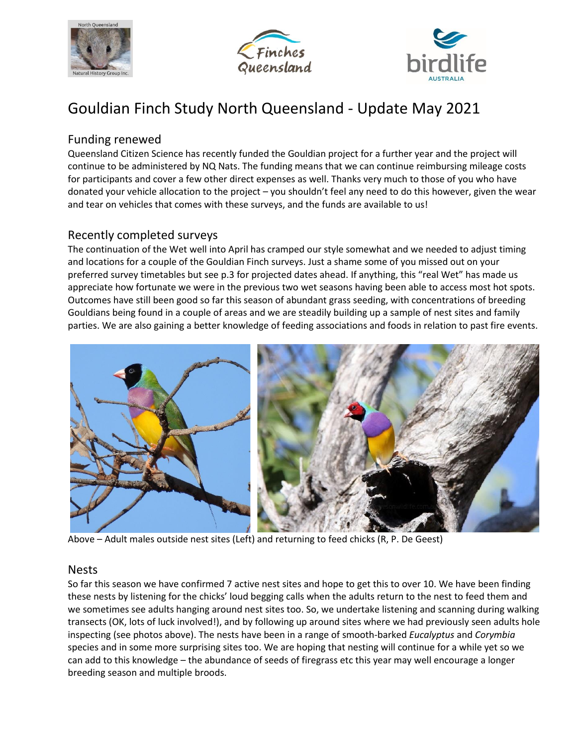# Gouldian Finch Study North Queensland - Update May 2021

## Funding renewed

Queensland Citizen Science has recently funded the Gouldian project for a further year and the project will continue to be administered by NQ Nats. The funding means that we can continue reimbursing mileage costs for participants and cover a few other direct expenses as well. Thanks very much to those of you who have donated your vehicle allocation to the project – you shouldn't feel any need to do this however, given the wear and tear on vehicles that comes with these surveys, and the funds are available to us!

## Recently completed surveys

The continuation of the Wet well into April has cramped our style somewhat and we needed to adjust timing and locations for a couple of the Gouldian Finch surveys. Just a shame some of you missed out on your preferred survey timetables but see p.3 for projected dates ahead. If anything, this "real Wet" has made us appreciate how fortunate we were in the previous two wet seasons having been able to access most hot spots. Outcomes have still been good so far this season of abundant grass seeding, with concentrations of breeding Gouldians being found in a couple of areas and we are steadily building up a sample of nest sites and family parties. We are also gaining a better knowledge of feeding associations and foods in relation to past fire events.

Above – Adult males outside nest sites (Left) and returning to feed chicks (R, P. De Geest)

## Nests

So far this season we have confirmed 7 active nest sites and hope to get this to over 10. We have been finding these nests by listening for the chicks' loud begging calls when the adults return to the nest to feed them and we sometimes see adults hanging around nest sites too. So, we undertake listening and scanning during walking transects (OK, lots of luck involved!), and by following up around sites where we had previously seen adults hole inspecting (see photos above). The nests have been in a range of smooth-barked *Eucalyptus* and *Corymbia* species and in some more surprising sites too. We are hoping that nesting will continue for a while yet so we can add to this knowledge – the abundance of seeds of firegrass etc this year may well encourage a longer breeding season and multiple broods.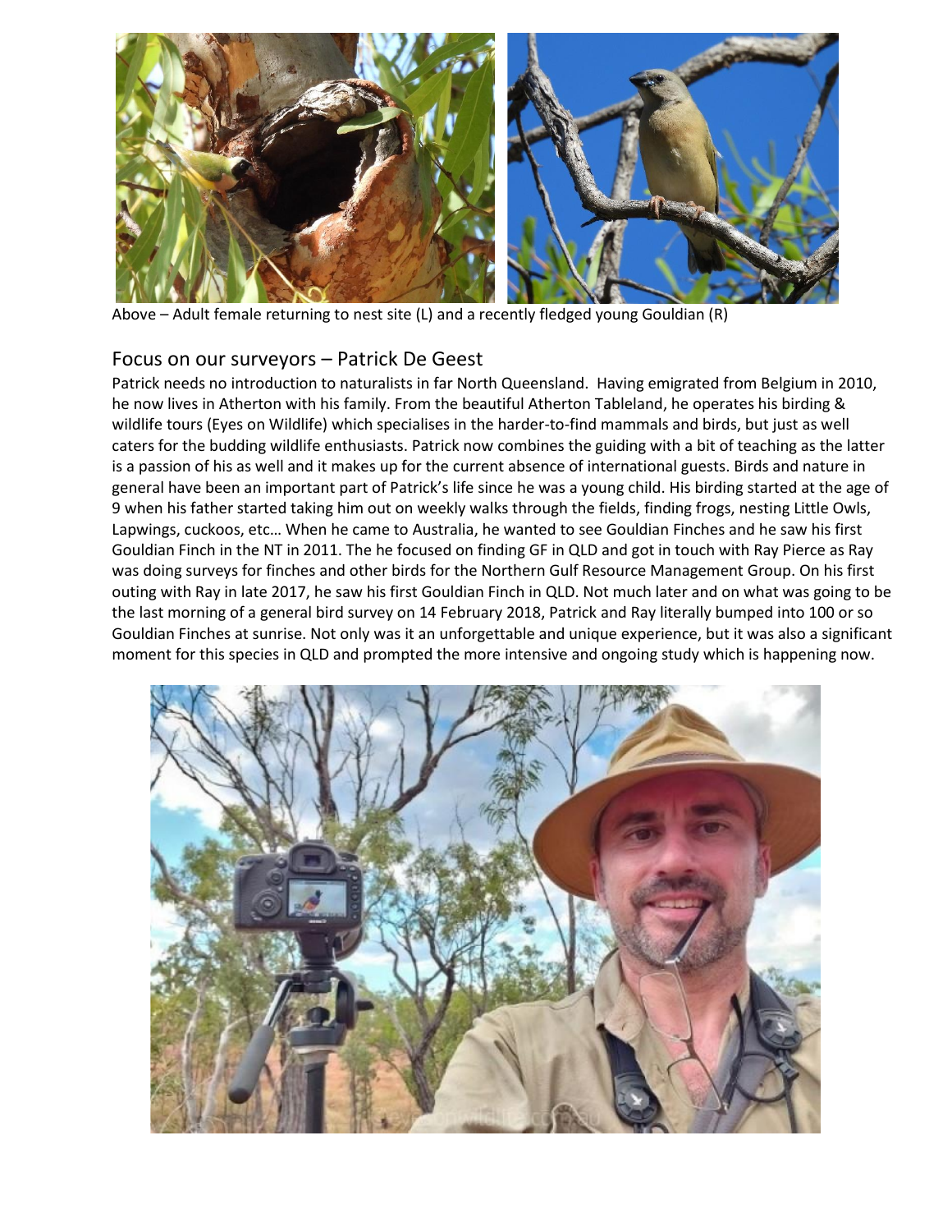Above – Adult female returning to nest site (L) and a recently fledged young Gouldian (R)

## Focus on our surveyors – Patrick De Geest

Patrick needs no introduction to naturalists in far North Queensland. Having emigrated from Belgium in 2010, he now lives in Atherton with his family. From the beautiful Atherton Tableland, he operates his birding & wildlife tours (Eyes on Wildlife) which specialises in the harder-to-find mammals and birds, but just as well caters for the budding wildlife enthusiasts. Patrick now combines the guiding with a bit of teaching as the latter is a passion of his as well and it makes up for the current absence of international guests. Birds and nature in general have been an important part of Patrick's life since he was a young child. His birding started at the age of 9 when his father started taking him out on weekly walks through the fields, finding frogs, nesting Little Owls, Lapwings, cuckoos, etc… When he came to Australia, he wanted to see Gouldian Finches and he saw his first Gouldian Finch in the NT in 2011. The he focused on finding GF in QLD and got in touch with Ray Pierce as Ray was doing surveys for finches and other birds for the Northern Gulf Resource Management Group. On his first outing with Ray in late 2017, he saw his first Gouldian Finch in QLD. Not much later and on what was going to be the last morning of a general bird survey on 14 February 2018, Patrick and Ray literally bumped into 100 or so Gouldian Finches at sunrise. Not only was it an unforgettable and unique experience, but it was also a significant moment for this species in QLD and prompted the more intensive and ongoing study which is happening now.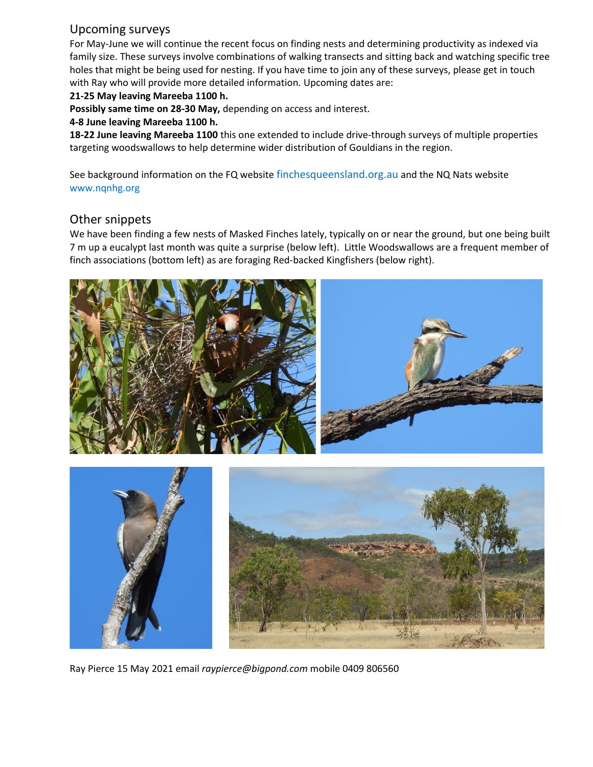## Upcoming surveys

For May-June we will continue the recent focus on finding nests and determining productivity as indexed via family size. These surveys involve combinations of walking transects and sitting back and watching specific tree holes that might be being used for nesting. If you have time to join any of these surveys, please get in touch with Ray who will provide more detailed information. Upcoming dates are:

**21-25 May leaving Mareeba 1100 h.**

**Possibly same time on 28-30 May,** depending on access and interest.

**4-8 June leaving Mareeba 1100 h.**

**18-22 June leaving Mareeba 1100** this one extended to include drive-through surveys of multiple properties targeting woodswallows to help determine wider distribution of Gouldians in the region.

See background information on the FQ website finchesqueensland.org.au and the NQ Nats website www.nqnhg.org

## Other snippets

We have been finding a few nests of Masked Finches lately, typically on or near the ground, but one being built 7 m up a eucalypt last month was quite a surprise (below left). Little Woodswallows are a frequent member of finch associations (bottom left) as are foraging Red-backed Kingfishers (below right).

Ray Pierce 15 May 2021 email *raypierce@bigpond.com* mobile 0409 806560